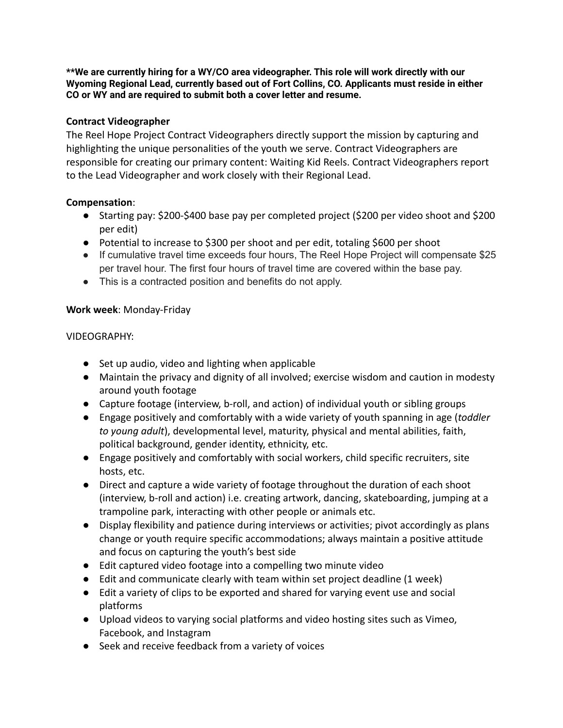****We are currently hiring for a WY/CO area videographer. This role will work directly with our Wyoming Regional Lead, currently based out of Fort Collins, CO. Applicants must reside in either CO or WY and are required to submit both a cover letter and resume.**

**Contract Videographer**

The Reel Hope Project Contract Videographers directly support the mission by capturing and highlighting the unique personalities of the youth we serve. Contract Videographers are responsible for creating our primary content: Waiting Kid Reels. Contract Videographers report to the Lead Videographer and work closely with their Regional Lead.

**Compensation**:

- Starting pay: $200-$400 base pay per completed project ($200 per video shoot and $200 per edit)
- Potential to increase to $300 per shoot and per edit, totaling $600 per shoot
- If cumulative travel time exceeds four hours, The Reel Hope Project will compensate $25 per travel hour. The first four hours of travel time are covered within the base pay.
- This is a contracted position and benefits do not apply.

**Work week**: Monday-Friday

VIDEOGRAPHY:

- Set up audio, video and lighting when applicable
- Maintain the privacy and dignity of all involved; exercise wisdom and caution in modesty around youth footage
- Capture footage (interview, b-roll, and action) of individual youth or sibling groups
- Engage positively and comfortably with a wide variety of youth spanning in age (*toddler to young adult*), developmental level, maturity, physical and mental abilities, faith, political background, gender identity, ethnicity, etc.
- Engage positively and comfortably with social workers, child specific recruiters, site hosts, etc.
- Direct and capture a wide variety of footage throughout the duration of each shoot (interview, b-roll and action) i.e. creating artwork, dancing, skateboarding, jumping at a trampoline park, interacting with other people or animals etc.
- Display flexibility and patience during interviews or activities; pivot accordingly as plans change or youth require specific accommodations; always maintain a positive attitude and focus on capturing the youth's best side
- Edit captured video footage into a compelling two minute video
- Edit and communicate clearly with team within set project deadline (1 week)
- Edit a variety of clips to be exported and shared for varying event use and social platforms
- Upload videos to varying social platforms and video hosting sites such as Vimeo, Facebook, and Instagram
- Seek and receive feedback from a variety of voices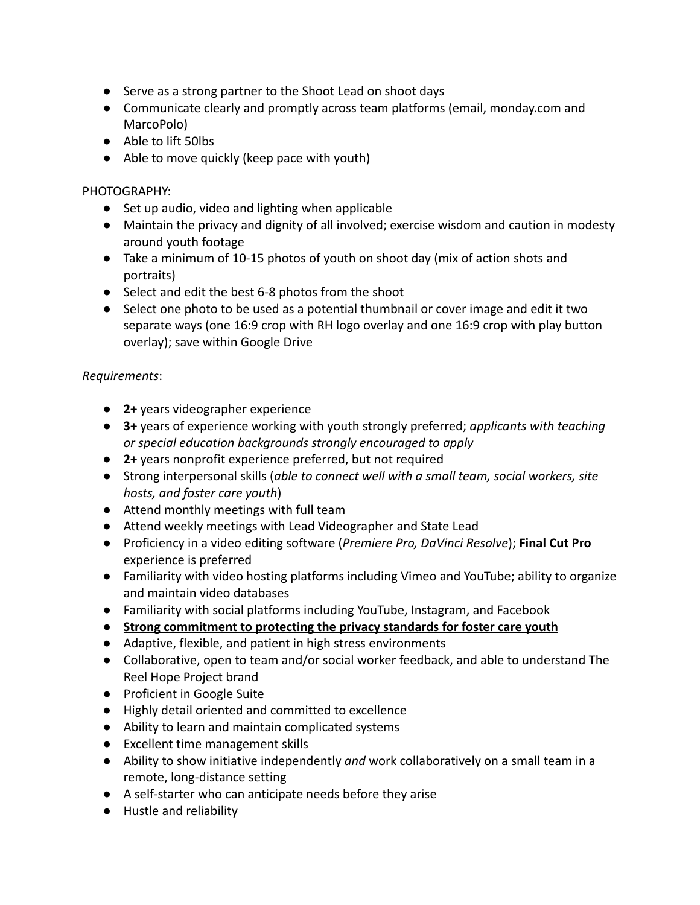- Serve as a strong partner to the Shoot Lead on shoot days
- Communicate clearly and promptly across team platforms (email, monday.com and MarcoPolo)
- Able to lift 50lbs
- Able to move quickly (keep pace with youth)

PHOTOGRAPHY:

- Set up audio, video and lighting when applicable
- Maintain the privacy and dignity of all involved; exercise wisdom and caution in modesty around youth footage
- Take a minimum of 10-15 photos of youth on shoot day (mix of action shots and portraits)
- Select and edit the best 6-8 photos from the shoot
- Select one photo to be used as a potential thumbnail or cover image and edit it two separate ways (one 16:9 crop with RH logo overlay and one 16:9 crop with play button overlay); save within Google Drive

*Requirements*:

- **2+** years videographer experience
- **3+** years of experience working with youth strongly preferred; *applicants with teaching or special education backgrounds strongly encouraged to apply*
- **2+** years nonprofit experience preferred, but not required
- Strong interpersonal skills (*able to connect well with a small team, social workers, site hosts, and foster care youth*)
- Attend monthly meetings with full team
- Attend weekly meetings with Lead Videographer and State Lead
- Proficiency in a video editing software (*Premiere Pro, DaVinci Resolve*); **Final Cut Pro** experience is preferred
- Familiarity with video hosting platforms including Vimeo and YouTube; ability to organize and maintain video databases
- Familiarity with social platforms including YouTube, Instagram, and Facebook
- **<u>Strong commitment to protecting the privacy standards for foster care youth</u>**
- Adaptive, flexible, and patient in high stress environments
- Collaborative, open to team and/or social worker feedback, and able to understand The Reel Hope Project brand
- Proficient in Google Suite
- Highly detail oriented and committed to excellence
- Ability to learn and maintain complicated systems
- Excellent time management skills
- Ability to show initiative independently *and* work collaboratively on a small team in a remote, long-distance setting
- A self-starter who can anticipate needs before they arise
- Hustle and reliability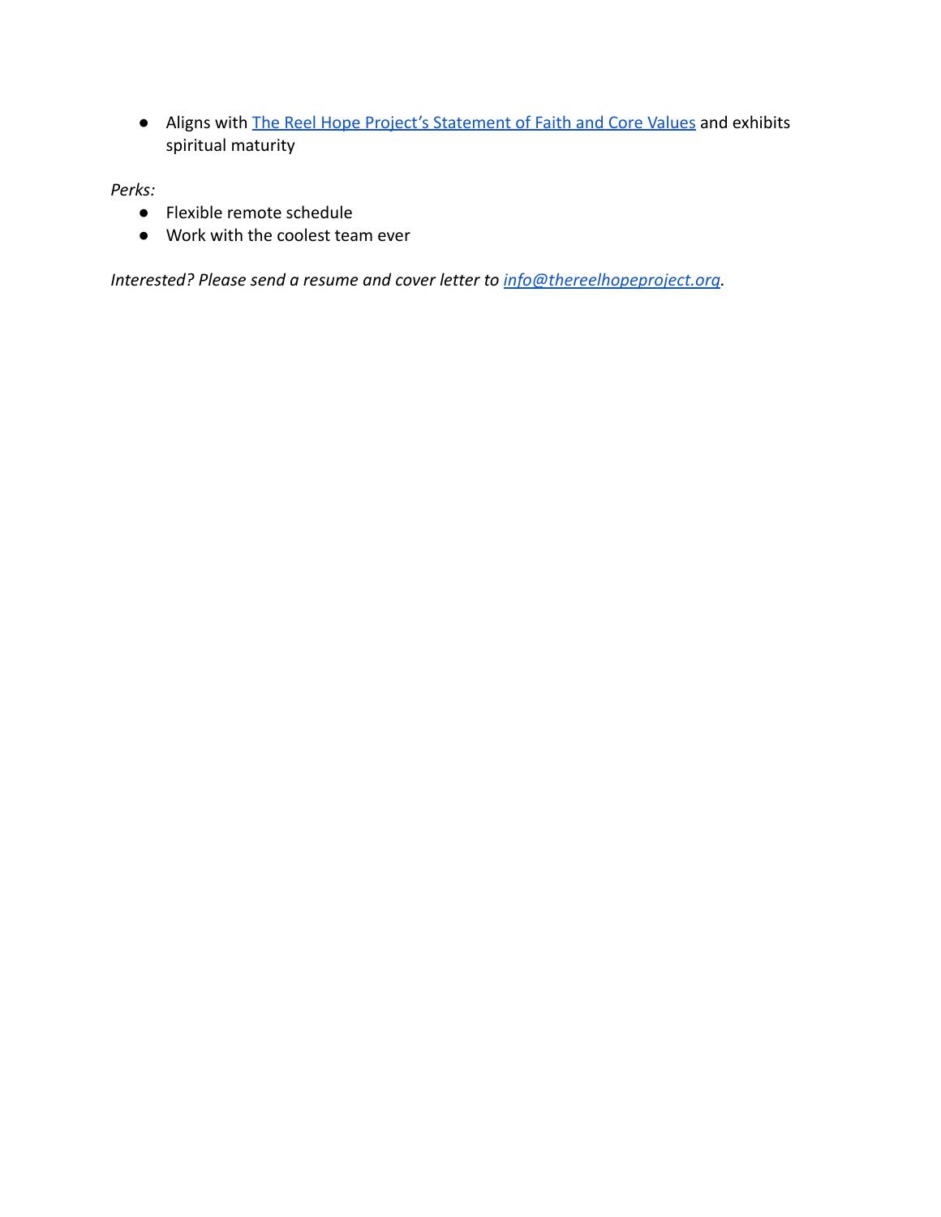- Aligns with [The Reel Hope Project's Statement of Faith and Core Values]() and exhibits spiritual maturity

*Perks:*

- Flexible remote schedule
- Work with the coolest team ever

*Interested? Please send a resume and cover letter to [info@thereelhopeproject.org](mailto:info@thereelhopeproject.org).*